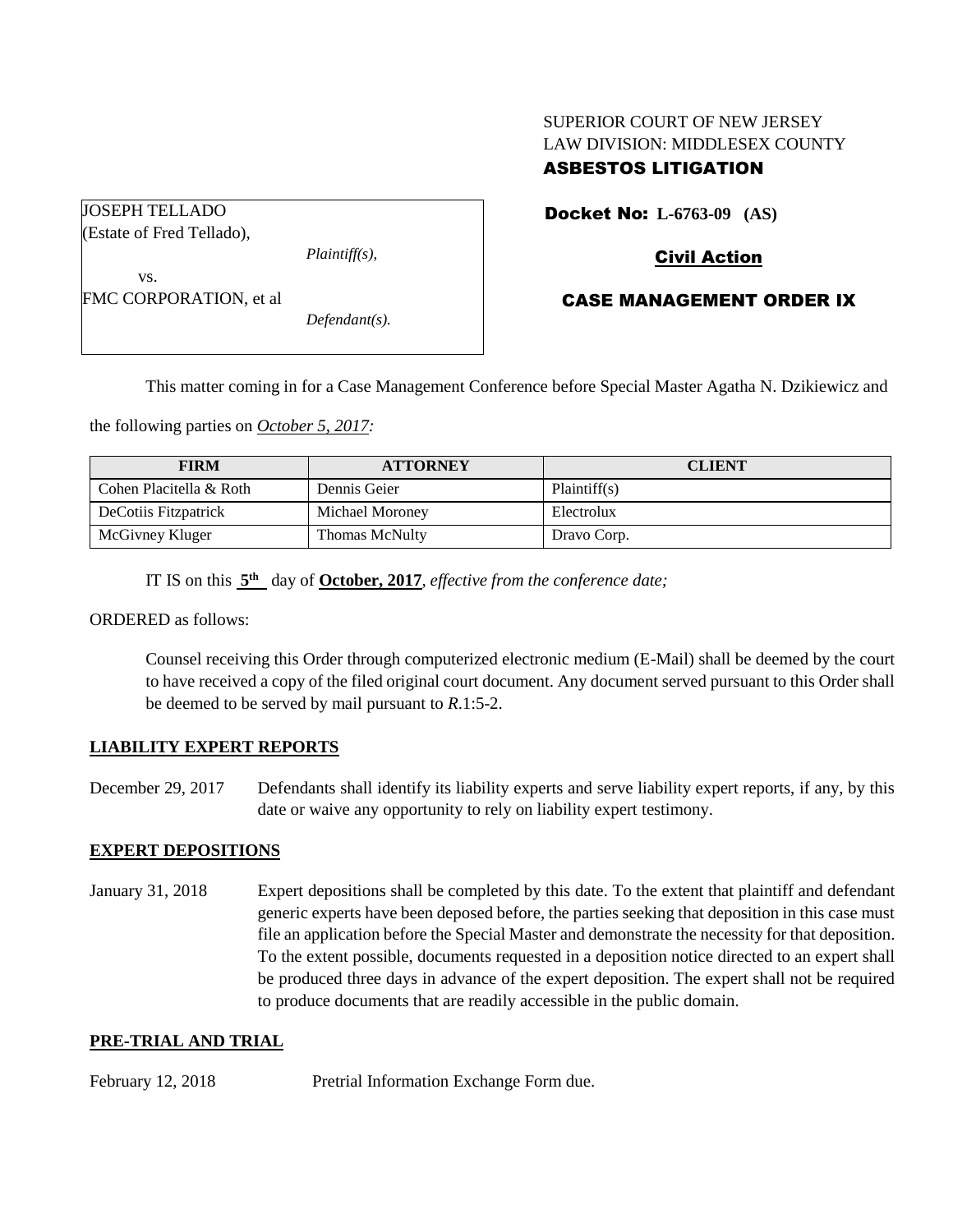SUPERIOR COURT OF NEW JERSEY
LAW DIVISION: MIDDLESEX COUNTY
**ASBESTOS LITIGATION**

JOSEPH TELLADO
(Estate of Fred Tellado),
*Plaintiff(s),*
vs.
FMC CORPORATION, et al
*Defendant(s).*

**Docket No: L-6763-09 (AS)**

**Civil Action**

**CASE MANAGEMENT ORDER IX**

This matter coming in for a Case Management Conference before Special Master Agatha N. Dzikiewicz and the following parties on *October 5, 2017:*

| FIRM | ATTORNEY | CLIENT |
|---|---|---|
| Cohen Placitella & Roth | Dennis Geier | Plaintiff(s) |
| DeCotiis Fitzpatrick | Michael Moroney | Electrolux |
| McGivney Kluger | Thomas McNulty | Dravo Corp. |

IT IS on this **5th** day of **October, 2017**, *effective from the conference date;*

ORDERED as follows:

Counsel receiving this Order through computerized electronic medium (E-Mail) shall be deemed by the court to have received a copy of the filed original court document. Any document served pursuant to this Order shall be deemed to be served by mail pursuant to *R*.1:5-2.

## LIABILITY EXPERT REPORTS

December 29, 2017 Defendants shall identify its liability experts and serve liability expert reports, if any, by this date or waive any opportunity to rely on liability expert testimony.

## EXPERT DEPOSITIONS

January 31, 2018 Expert depositions shall be completed by this date. To the extent that plaintiff and defendant generic experts have been deposed before, the parties seeking that deposition in this case must file an application before the Special Master and demonstrate the necessity for that deposition. To the extent possible, documents requested in a deposition notice directed to an expert shall be produced three days in advance of the expert deposition. The expert shall not be required to produce documents that are readily accessible in the public domain.

## PRE-TRIAL AND TRIAL

February 12, 2018 Pretrial Information Exchange Form due.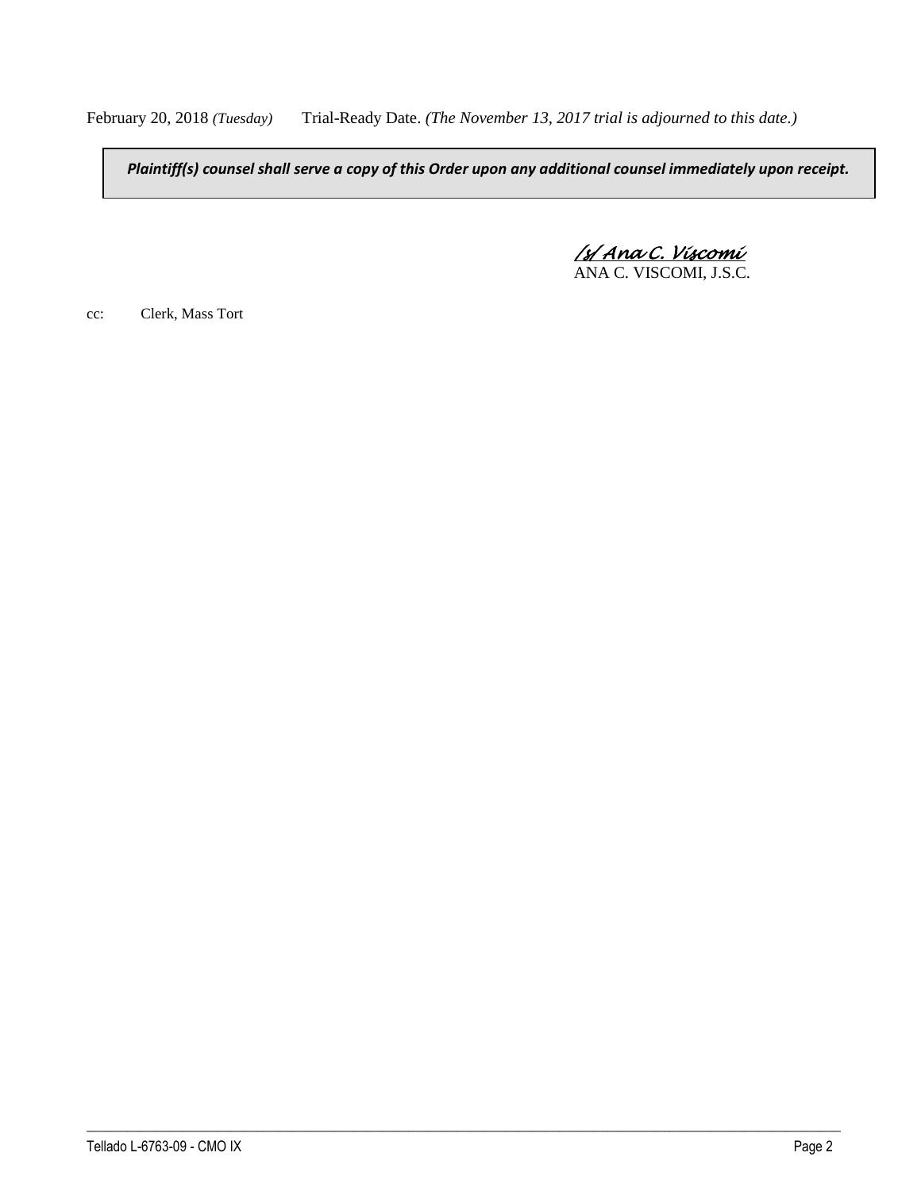February 20, 2018 *(Tuesday)* Trial-Ready Date. *(The November 13, 2017 trial is adjourned to this date.)*

***Plaintiff(s) counsel shall serve a copy of this Order upon any additional counsel immediately upon receipt.***

*/s/ Ana C. Viscomi*
ANA C. VISCOMI, J.S.C.

cc: Clerk, Mass Tort